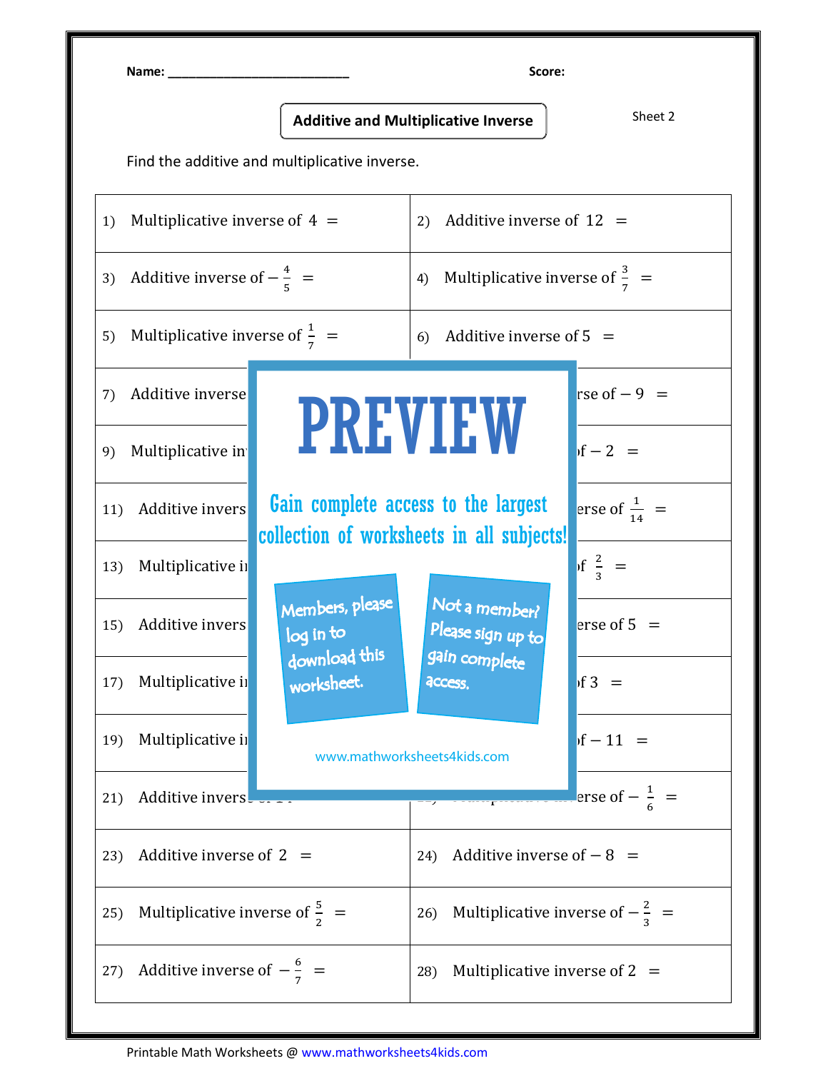Name: ___________________________ Score:

# Additive and Multiplicative Inverse

Sheet 2

Find the additive and multiplicative inverse.

| | |
|---|---|
| 1) Multiplicative inverse of $4$ $=$ | 2) Additive inverse of $12$ $=$ |
| 3) Additive inverse of $-\frac{4}{5}$ $=$ | 4) Multiplicative inverse of $\frac{3}{7}$ $=$ |
| 5) Multiplicative inverse of $\frac{1}{7}$ $=$ | 6) Additive inverse of $5$ $=$ |
| 7) Additive inverse | rse of $-9$ $=$ |
| 9) Multiplicative in | f $-2$ $=$ |
| 11) Additive invers | erse of $\frac{1}{14}$ $=$ |
| 13) Multiplicative in | f $\frac{2}{3}$ $=$ |
| 15) Additive invers | erse of $5$ $=$ |
| 17) Multiplicative in | f $3$ $=$ |
| 19) Multiplicative in | f $-11$ $=$ |
| 21) Additive invers | erse of $-\frac{1}{6}$ $=$ |
| 23) Additive inverse of $2$ $=$ | 24) Additive inverse of $-8$ $=$ |
| 25) Multiplicative inverse of $\frac{5}{2}$ $=$ | 26) Multiplicative inverse of $-\frac{2}{3}$ $=$ |
| 27) Additive inverse of $-\frac{6}{7}$ $=$ | 28) Multiplicative inverse of $2$ $=$ |

PREVIEW

Gain complete access to the largest collection of worksheets in all subjects!

Members, please log in to download this worksheet.

Not a member? Please sign up to gain complete access.

www.mathworksheets4kids.com

Printable Math Worksheets @ www.mathworksheets4kids.com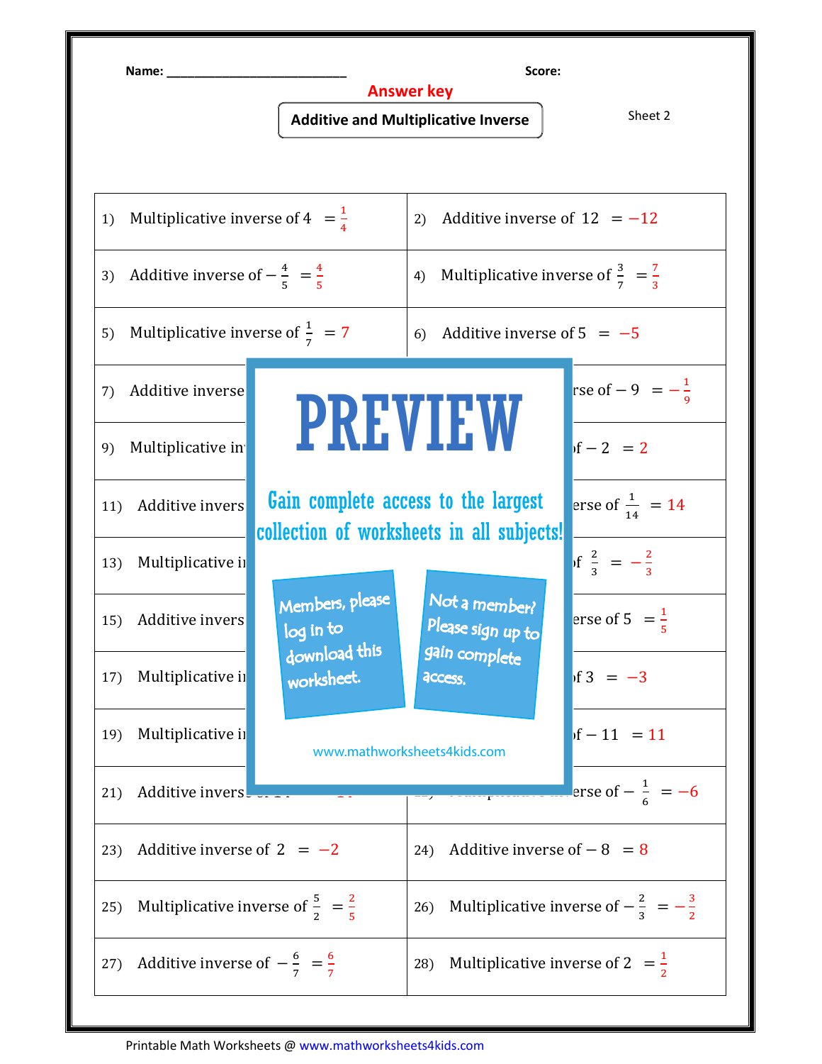Name: ___________________________ Score:

**Answer key**

## Additive and Multiplicative Inverse

Sheet 2

| | |
|---|---|
| 1) Multiplicative inverse of 4 $= \frac{1}{4}$ | 2) Additive inverse of 12 $= -12$ |
| 3) Additive inverse of $-\frac{4}{5}$ $= \frac{4}{5}$ | 4) Multiplicative inverse of $\frac{3}{7}$ $= \frac{7}{3}$ |
| 5) Multiplicative inverse of $\frac{1}{7}$ $= 7$ | 6) Additive inverse of 5 $= -5$ |
| 7) Additive inverse | rse of $-9$ $= -\frac{1}{9}$ |
| 9) Multiplicative in | f $-2$ $= 2$ |
| 11) Additive invers | erse of $\frac{1}{14}$ $= 14$ |
| 13) Multiplicative i | f $\frac{2}{3}$ $= -\frac{2}{3}$ |
| 15) Additive invers | erse of 5 $= \frac{1}{5}$ |
| 17) Multiplicative i | f 3 $= -3$ |
| 19) Multiplicative i | f $-11$ $= 11$ |
| 21) Additive invers | erse of $-\frac{1}{6}$ $= -6$ |
| 23) Additive inverse of 2 $= -2$ | 24) Additive inverse of $-8$ $= 8$ |
| 25) Multiplicative inverse of $\frac{5}{2}$ $= \frac{2}{5}$ | 26) Multiplicative inverse of $-\frac{2}{3}$ $= -\frac{3}{2}$ |
| 27) Additive inverse of $-\frac{6}{7}$ $= \frac{6}{7}$ | 28) Multiplicative inverse of 2 $= \frac{1}{2}$ |

PREVIEW

Gain complete access to the largest collection of worksheets in all subjects!

Members, please log in to download this worksheet.

Not a member? Please sign up to gain complete access.

www.mathworksheets4kids.com

Printable Math Worksheets @ www.mathworksheets4kids.com